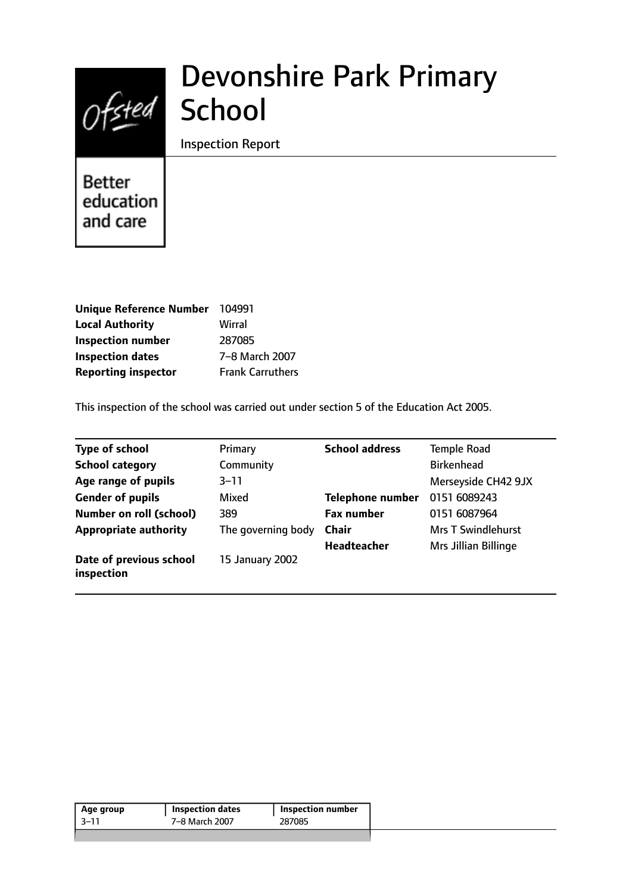# Devonshire Park Primary School

Inspection Report

Better education and care

| | |
|---|---|
| **Unique Reference Number** | 104991 |
| **Local Authority** | Wirral |
| **Inspection number** | 287085 |
| **Inspection dates** | 7–8 March 2007 |
| **Reporting inspector** | Frank Carruthers |

This inspection of the school was carried out under section 5 of the Education Act 2005.

| | | | |
|---|---|---|---|
| **Type of school** | Primary | **School address** | Temple Road |
| **School category** | Community | | Birkenhead |
| **Age range of pupils** | 3–11 | | Merseyside CH42 9JX |
| **Gender of pupils** | Mixed | **Telephone number** | 0151 6089243 |
| **Number on roll (school)** | 389 | **Fax number** | 0151 6087964 |
| **Appropriate authority** | The governing body | **Chair** | Mrs T Swindlehurst |
| | | **Headteacher** | Mrs Jillian Billinge |
| **Date of previous school inspection** | 15 January 2002 | | |

| Age group | Inspection dates | Inspection number |
|---|---|---|
| 3–11 | 7–8 March 2007 | 287085 |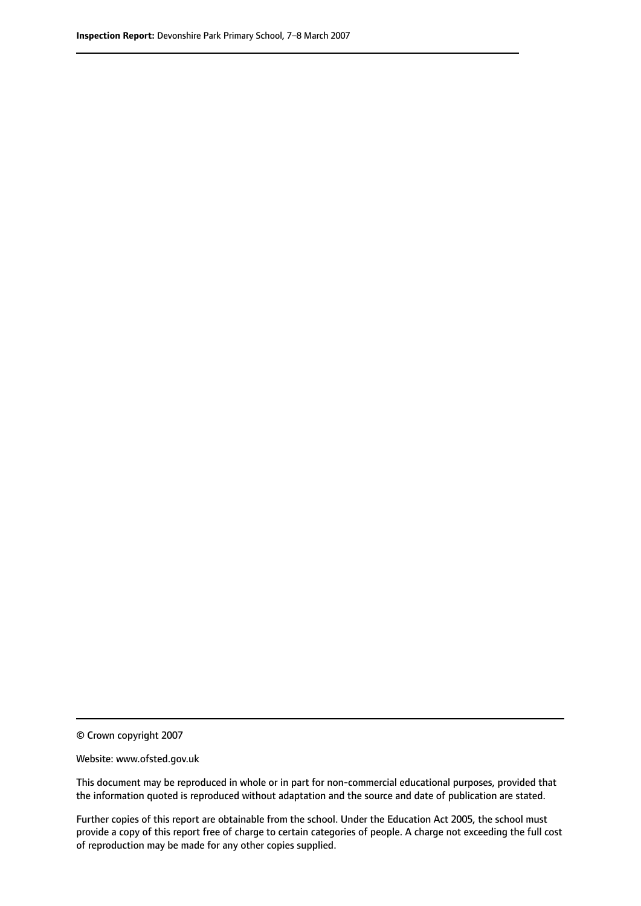© Crown copyright 2007

Website: www.ofsted.gov.uk

This document may be reproduced in whole or in part for non-commercial educational purposes, provided that the information quoted is reproduced without adaptation and the source and date of publication are stated.

Further copies of this report are obtainable from the school. Under the Education Act 2005, the school must provide a copy of this report free of charge to certain categories of people. A charge not exceeding the full cost of reproduction may be made for any other copies supplied.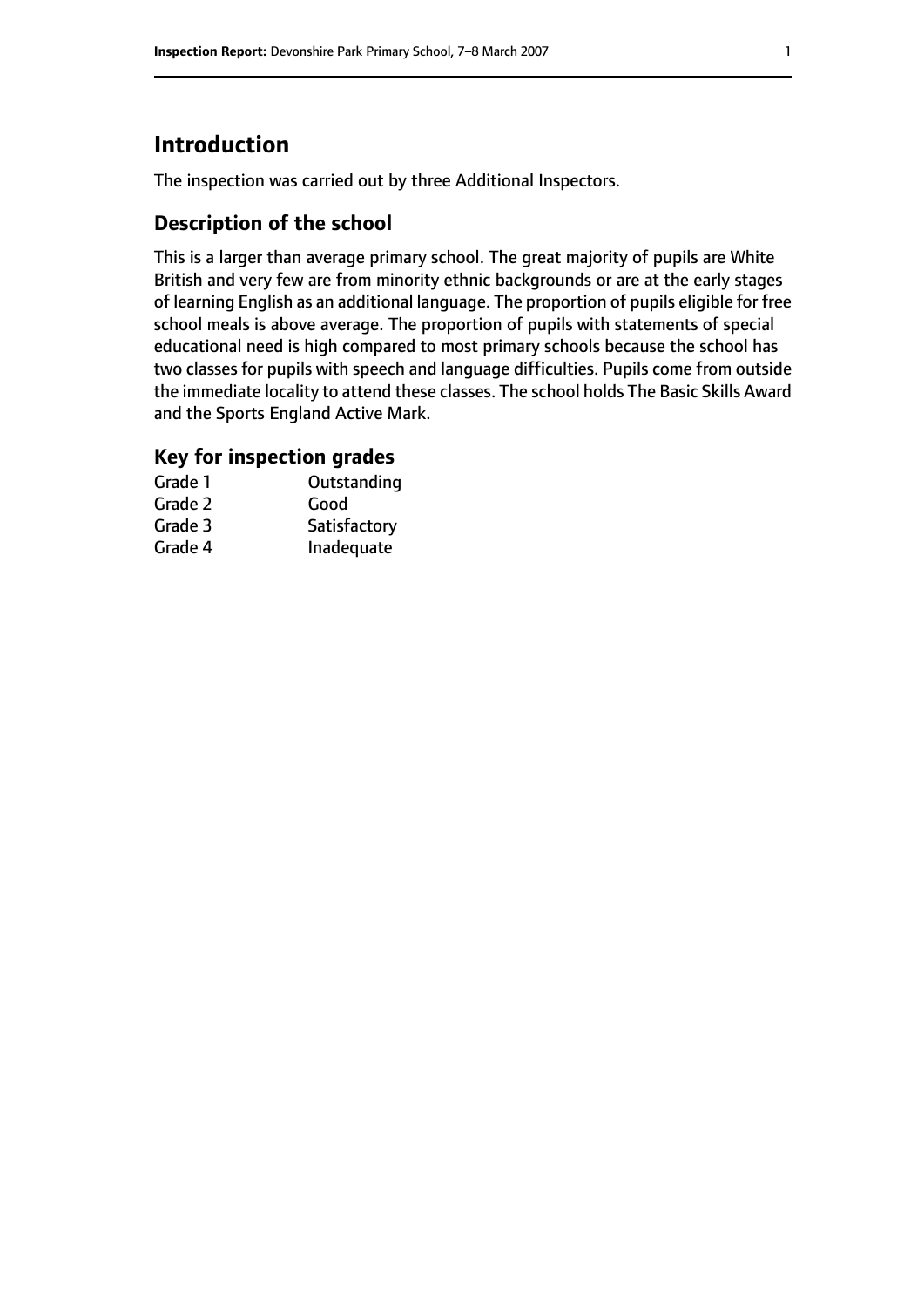# Introduction

The inspection was carried out by three Additional Inspectors.

## Description of the school

This is a larger than average primary school. The great majority of pupils are White British and very few are from minority ethnic backgrounds or are at the early stages of learning English as an additional language. The proportion of pupils eligible for free school meals is above average. The proportion of pupils with statements of special educational need is high compared to most primary schools because the school has two classes for pupils with speech and language difficulties. Pupils come from outside the immediate locality to attend these classes. The school holds The Basic Skills Award and the Sports England Active Mark.

### Key for inspection grades

| | |
|---|---|
| Grade 1 | Outstanding |
| Grade 2 | Good |
| Grade 3 | Satisfactory |
| Grade 4 | Inadequate |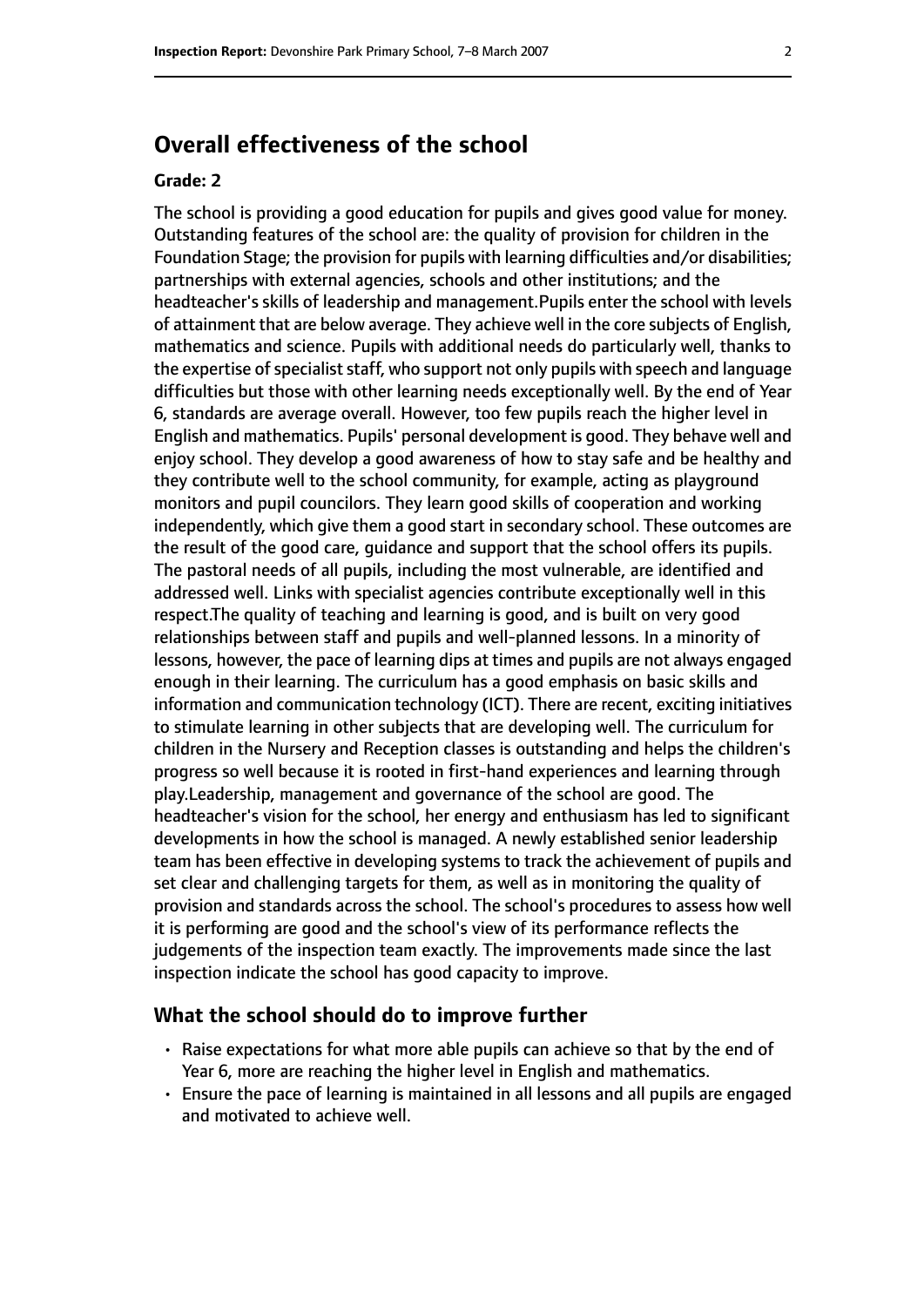## Overall effectiveness of the school

#### Grade: 2

The school is providing a good education for pupils and gives good value for money. Outstanding features of the school are: the quality of provision for children in the Foundation Stage; the provision for pupils with learning difficulties and/or disabilities; partnerships with external agencies, schools and other institutions; and the headteacher's skills of leadership and management.Pupils enter the school with levels of attainment that are below average. They achieve well in the core subjects of English, mathematics and science. Pupils with additional needs do particularly well, thanks to the expertise of specialist staff, who support not only pupils with speech and language difficulties but those with other learning needs exceptionally well. By the end of Year 6, standards are average overall. However, too few pupils reach the higher level in English and mathematics. Pupils' personal development is good. They behave well and enjoy school. They develop a good awareness of how to stay safe and be healthy and they contribute well to the school community, for example, acting as playground monitors and pupil councilors. They learn good skills of cooperation and working independently, which give them a good start in secondary school. These outcomes are the result of the good care, guidance and support that the school offers its pupils. The pastoral needs of all pupils, including the most vulnerable, are identified and addressed well. Links with specialist agencies contribute exceptionally well in this respect.The quality of teaching and learning is good, and is built on very good relationships between staff and pupils and well-planned lessons. In a minority of lessons, however, the pace of learning dips at times and pupils are not always engaged enough in their learning. The curriculum has a good emphasis on basic skills and information and communication technology (ICT). There are recent, exciting initiatives to stimulate learning in other subjects that are developing well. The curriculum for children in the Nursery and Reception classes is outstanding and helps the children's progress so well because it is rooted in first-hand experiences and learning through play.Leadership, management and governance of the school are good. The headteacher's vision for the school, her energy and enthusiasm has led to significant developments in how the school is managed. A newly established senior leadership team has been effective in developing systems to track the achievement of pupils and set clear and challenging targets for them, as well as in monitoring the quality of provision and standards across the school. The school's procedures to assess how well it is performing are good and the school's view of its performance reflects the judgements of the inspection team exactly. The improvements made since the last inspection indicate the school has good capacity to improve.

### What the school should do to improve further

- Raise expectations for what more able pupils can achieve so that by the end of Year 6, more are reaching the higher level in English and mathematics.
- Ensure the pace of learning is maintained in all lessons and all pupils are engaged and motivated to achieve well.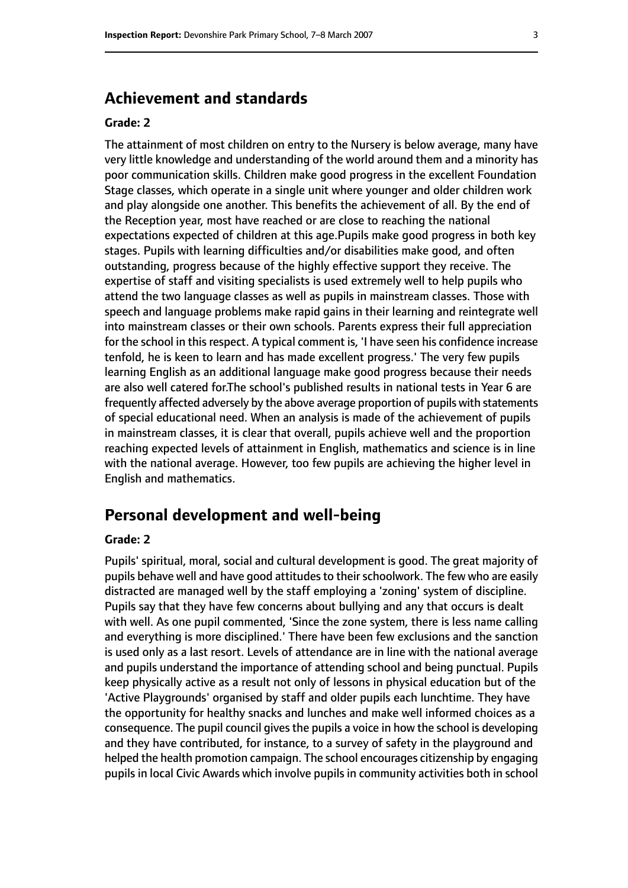## Achievement and standards

### Grade: 2

The attainment of most children on entry to the Nursery is below average, many have very little knowledge and understanding of the world around them and a minority has poor communication skills. Children make good progress in the excellent Foundation Stage classes, which operate in a single unit where younger and older children work and play alongside one another. This benefits the achievement of all. By the end of the Reception year, most have reached or are close to reaching the national expectations expected of children at this age.Pupils make good progress in both key stages. Pupils with learning difficulties and/or disabilities make good, and often outstanding, progress because of the highly effective support they receive. The expertise of staff and visiting specialists is used extremely well to help pupils who attend the two language classes as well as pupils in mainstream classes. Those with speech and language problems make rapid gains in their learning and reintegrate well into mainstream classes or their own schools. Parents express their full appreciation for the school in this respect. A typical comment is, 'I have seen his confidence increase tenfold, he is keen to learn and has made excellent progress.' The very few pupils learning English as an additional language make good progress because their needs are also well catered for.The school's published results in national tests in Year 6 are frequently affected adversely by the above average proportion of pupils with statements of special educational need. When an analysis is made of the achievement of pupils in mainstream classes, it is clear that overall, pupils achieve well and the proportion reaching expected levels of attainment in English, mathematics and science is in line with the national average. However, too few pupils are achieving the higher level in English and mathematics.

## Personal development and well-being

### Grade: 2

Pupils' spiritual, moral, social and cultural development is good. The great majority of pupils behave well and have good attitudes to their schoolwork. The few who are easily distracted are managed well by the staff employing a 'zoning' system of discipline. Pupils say that they have few concerns about bullying and any that occurs is dealt with well. As one pupil commented, 'Since the zone system, there is less name calling and everything is more disciplined.' There have been few exclusions and the sanction is used only as a last resort. Levels of attendance are in line with the national average and pupils understand the importance of attending school and being punctual. Pupils keep physically active as a result not only of lessons in physical education but of the 'Active Playgrounds' organised by staff and older pupils each lunchtime. They have the opportunity for healthy snacks and lunches and make well informed choices as a consequence. The pupil council gives the pupils a voice in how the school is developing and they have contributed, for instance, to a survey of safety in the playground and helped the health promotion campaign. The school encourages citizenship by engaging pupils in local Civic Awards which involve pupils in community activities both in school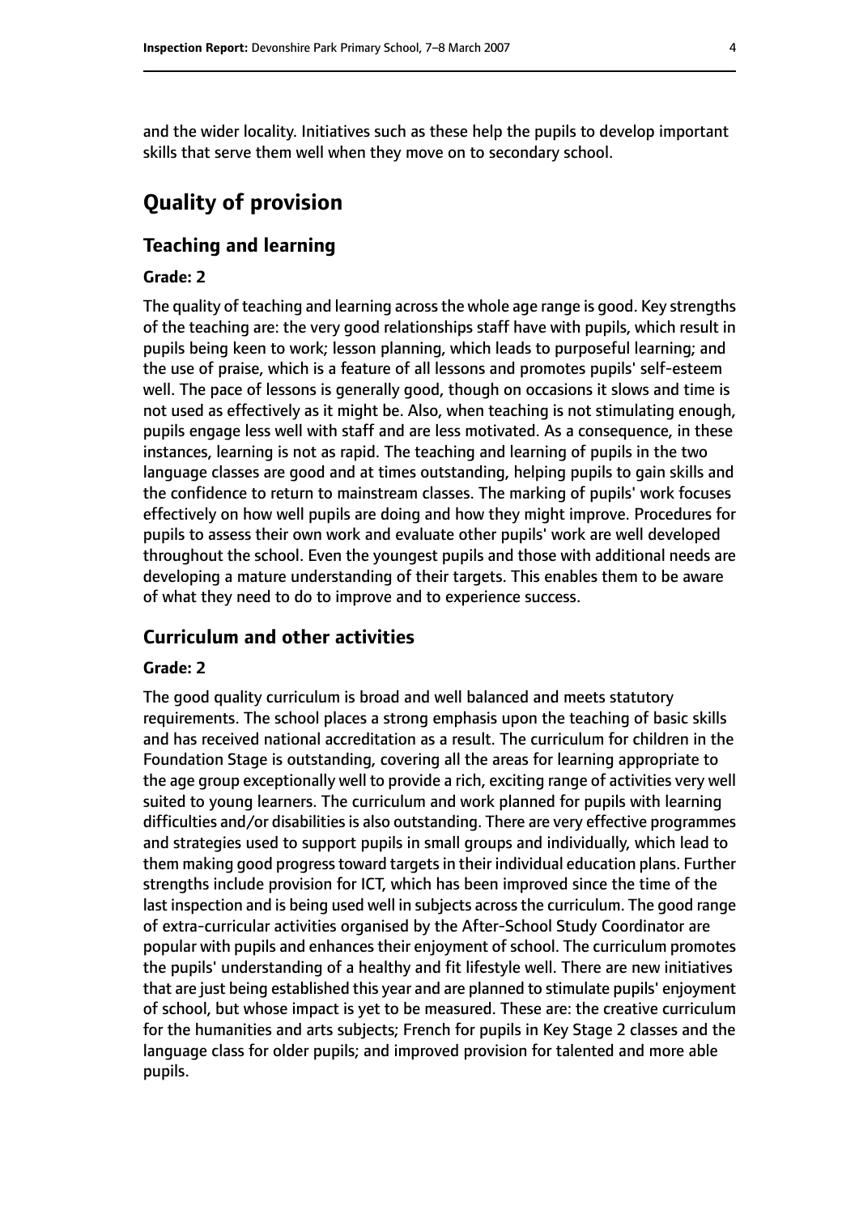and the wider locality. Initiatives such as these help the pupils to develop important skills that serve them well when they move on to secondary school.

# Quality of provision

## Teaching and learning

#### Grade: 2

The quality of teaching and learning across the whole age range is good. Key strengths of the teaching are: the very good relationships staff have with pupils, which result in pupils being keen to work; lesson planning, which leads to purposeful learning; and the use of praise, which is a feature of all lessons and promotes pupils' self-esteem well. The pace of lessons is generally good, though on occasions it slows and time is not used as effectively as it might be. Also, when teaching is not stimulating enough, pupils engage less well with staff and are less motivated. As a consequence, in these instances, learning is not as rapid. The teaching and learning of pupils in the two language classes are good and at times outstanding, helping pupils to gain skills and the confidence to return to mainstream classes. The marking of pupils' work focuses effectively on how well pupils are doing and how they might improve. Procedures for pupils to assess their own work and evaluate other pupils' work are well developed throughout the school. Even the youngest pupils and those with additional needs are developing a mature understanding of their targets. This enables them to be aware of what they need to do to improve and to experience success.

## Curriculum and other activities

#### Grade: 2

The good quality curriculum is broad and well balanced and meets statutory requirements. The school places a strong emphasis upon the teaching of basic skills and has received national accreditation as a result. The curriculum for children in the Foundation Stage is outstanding, covering all the areas for learning appropriate to the age group exceptionally well to provide a rich, exciting range of activities very well suited to young learners. The curriculum and work planned for pupils with learning difficulties and/or disabilities is also outstanding. There are very effective programmes and strategies used to support pupils in small groups and individually, which lead to them making good progress toward targets in their individual education plans. Further strengths include provision for ICT, which has been improved since the time of the last inspection and is being used well in subjects across the curriculum. The good range of extra-curricular activities organised by the After-School Study Coordinator are popular with pupils and enhances their enjoyment of school. The curriculum promotes the pupils' understanding of a healthy and fit lifestyle well. There are new initiatives that are just being established this year and are planned to stimulate pupils' enjoyment of school, but whose impact is yet to be measured. These are: the creative curriculum for the humanities and arts subjects; French for pupils in Key Stage 2 classes and the language class for older pupils; and improved provision for talented and more able pupils.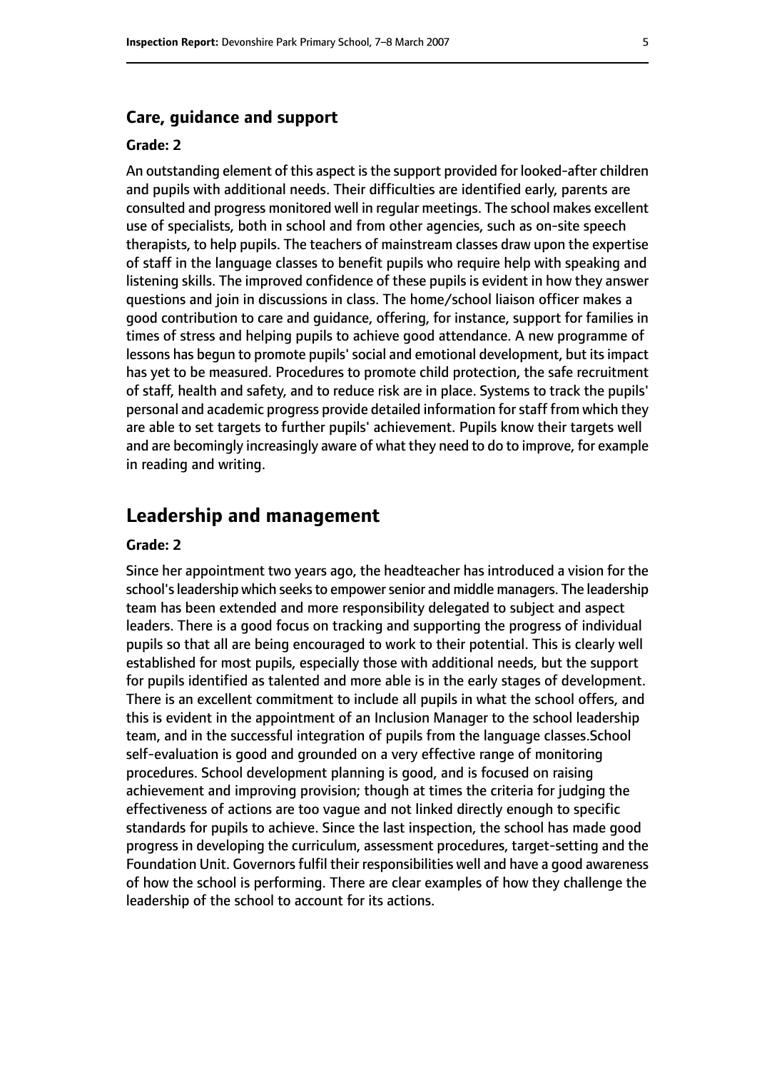### Care, guidance and support

#### Grade: 2

An outstanding element of this aspect is the support provided for looked-after children and pupils with additional needs. Their difficulties are identified early, parents are consulted and progress monitored well in regular meetings. The school makes excellent use of specialists, both in school and from other agencies, such as on-site speech therapists, to help pupils. The teachers of mainstream classes draw upon the expertise of staff in the language classes to benefit pupils who require help with speaking and listening skills. The improved confidence of these pupils is evident in how they answer questions and join in discussions in class. The home/school liaison officer makes a good contribution to care and guidance, offering, for instance, support for families in times of stress and helping pupils to achieve good attendance. A new programme of lessons has begun to promote pupils' social and emotional development, but its impact has yet to be measured. Procedures to promote child protection, the safe recruitment of staff, health and safety, and to reduce risk are in place. Systems to track the pupils' personal and academic progress provide detailed information for staff from which they are able to set targets to further pupils' achievement. Pupils know their targets well and are becomingly increasingly aware of what they need to do to improve, for example in reading and writing.

## Leadership and management

#### Grade: 2

Since her appointment two years ago, the headteacher has introduced a vision for the school's leadership which seeks to empower senior and middle managers. The leadership team has been extended and more responsibility delegated to subject and aspect leaders. There is a good focus on tracking and supporting the progress of individual pupils so that all are being encouraged to work to their potential. This is clearly well established for most pupils, especially those with additional needs, but the support for pupils identified as talented and more able is in the early stages of development. There is an excellent commitment to include all pupils in what the school offers, and this is evident in the appointment of an Inclusion Manager to the school leadership team, and in the successful integration of pupils from the language classes.School self-evaluation is good and grounded on a very effective range of monitoring procedures. School development planning is good, and is focused on raising achievement and improving provision; though at times the criteria for judging the effectiveness of actions are too vague and not linked directly enough to specific standards for pupils to achieve. Since the last inspection, the school has made good progress in developing the curriculum, assessment procedures, target-setting and the Foundation Unit. Governors fulfil their responsibilities well and have a good awareness of how the school is performing. There are clear examples of how they challenge the leadership of the school to account for its actions.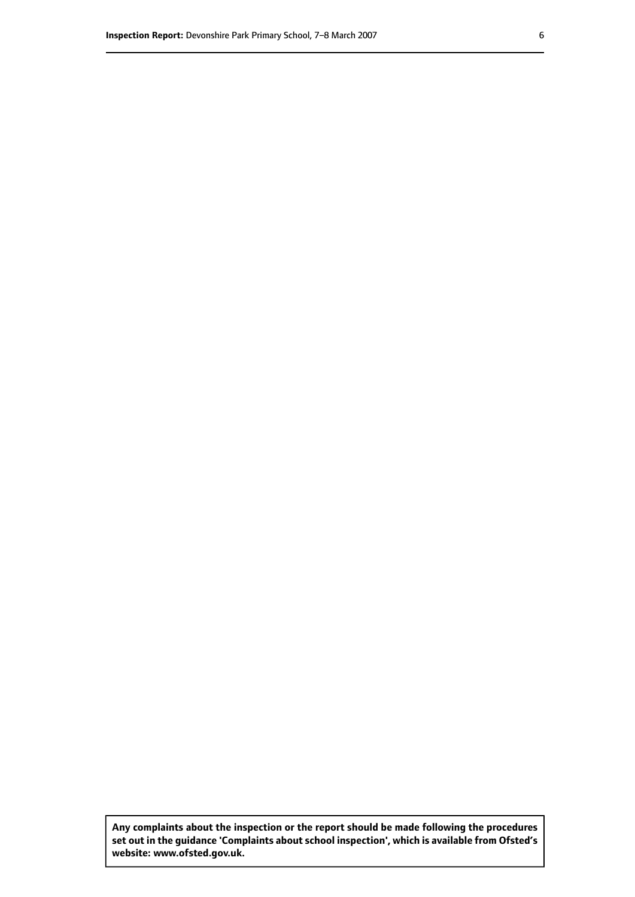**Any complaints about the inspection or the report should be made following the procedures set out in the guidance 'Complaints about school inspection', which is available from Ofsted's website: www.ofsted.gov.uk.**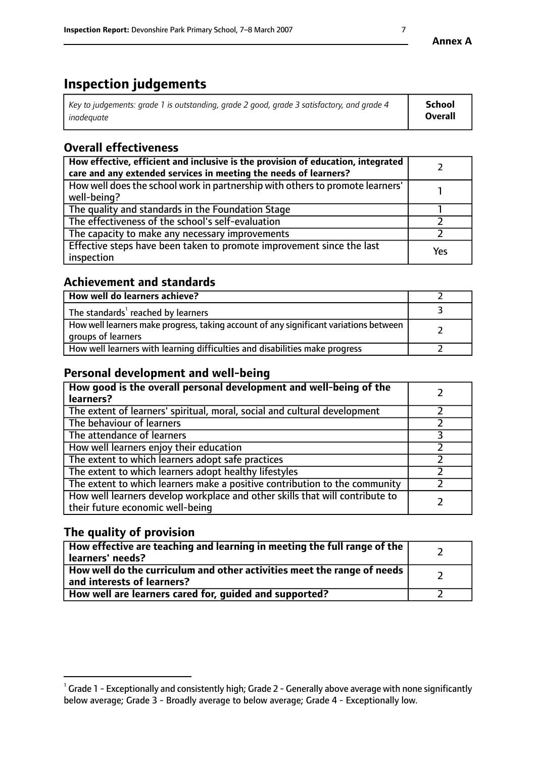**Annex A**

# Inspection judgements

| *Key to judgements: grade 1 is outstanding, grade 2 good, grade 3 satisfactory, and grade 4 inadequate* | **School Overall** |
|---|---|

## Overall effectiveness

| | |
|---|---|
| **How effective, efficient and inclusive is the provision of education, integrated care and any extended services in meeting the needs of learners?** | 2 |
| How well does the school work in partnership with others to promote learners' well-being? | 1 |
| The quality and standards in the Foundation Stage | 1 |
| The effectiveness of the school's self-evaluation | 2 |
| The capacity to make any necessary improvements | 2 |
| Effective steps have been taken to promote improvement since the last inspection | Yes |

## Achievement and standards

| | |
|---|---|
| **How well do learners achieve?** | 2 |
| The standards[1] reached by learners | 3 |
| How well learners make progress, taking account of any significant variations between groups of learners | 2 |
| How well learners with learning difficulties and disabilities make progress | 2 |

## Personal development and well-being

| | |
|---|---|
| **How good is the overall personal development and well-being of the learners?** | 2 |
| The extent of learners' spiritual, moral, social and cultural development | 2 |
| The behaviour of learners | 2 |
| The attendance of learners | 3 |
| How well learners enjoy their education | 2 |
| The extent to which learners adopt safe practices | 2 |
| The extent to which learners adopt healthy lifestyles | 2 |
| The extent to which learners make a positive contribution to the community | 2 |
| How well learners develop workplace and other skills that will contribute to their future economic well-being | 2 |

## The quality of provision

| | |
|---|---|
| **How effective are teaching and learning in meeting the full range of the learners' needs?** | 2 |
| **How well do the curriculum and other activities meet the range of needs and interests of learners?** | 2 |
| **How well are learners cared for, guided and supported?** | 2 |

[1] Grade 1 - Exceptionally and consistently high; Grade 2 - Generally above average with none significantly below average; Grade 3 - Broadly average to below average; Grade 4 - Exceptionally low.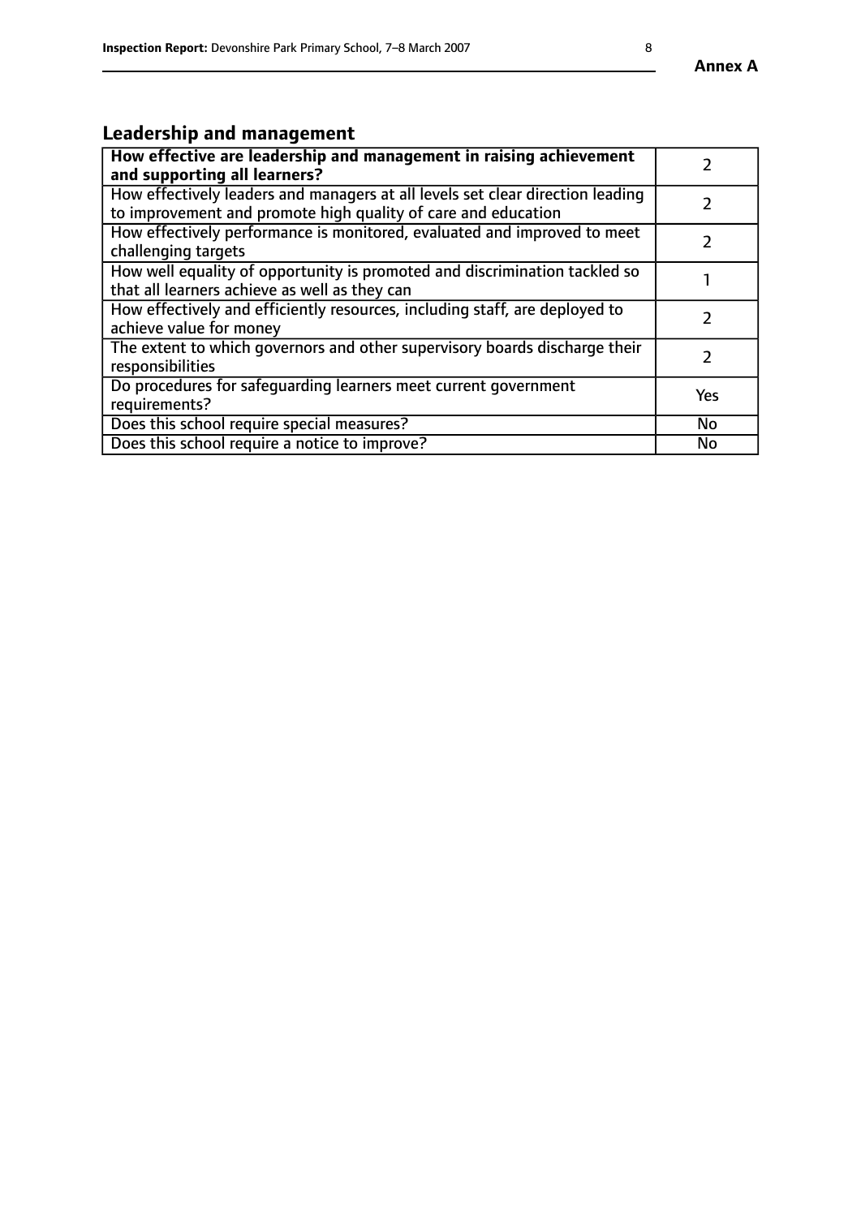## Leadership and management

| **How effective are leadership and management in raising achievement and supporting all learners?** | 2 |
|---|---|
| How effectively leaders and managers at all levels set clear direction leading to improvement and promote high quality of care and education | 2 |
| How effectively performance is monitored, evaluated and improved to meet challenging targets | 2 |
| How well equality of opportunity is promoted and discrimination tackled so that all learners achieve as well as they can | 1 |
| How effectively and efficiently resources, including staff, are deployed to achieve value for money | 2 |
| The extent to which governors and other supervisory boards discharge their responsibilities | 2 |
| Do procedures for safeguarding learners meet current government requirements? | Yes |
| Does this school require special measures? | No |
| Does this school require a notice to improve? | No |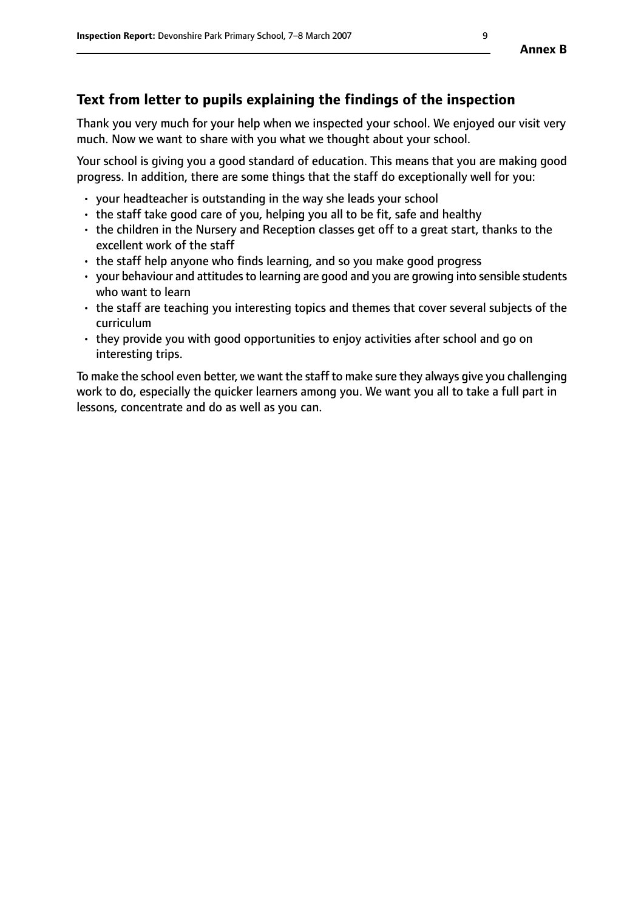## Text from letter to pupils explaining the findings of the inspection

Thank you very much for your help when we inspected your school. We enjoyed our visit very much. Now we want to share with you what we thought about your school.

Your school is giving you a good standard of education. This means that you are making good progress. In addition, there are some things that the staff do exceptionally well for you:

- your headteacher is outstanding in the way she leads your school
- the staff take good care of you, helping you all to be fit, safe and healthy
- the children in the Nursery and Reception classes get off to a great start, thanks to the excellent work of the staff
- the staff help anyone who finds learning, and so you make good progress
- your behaviour and attitudes to learning are good and you are growing into sensible students who want to learn
- the staff are teaching you interesting topics and themes that cover several subjects of the curriculum
- they provide you with good opportunities to enjoy activities after school and go on interesting trips.

To make the school even better, we want the staff to make sure they always give you challenging work to do, especially the quicker learners among you. We want you all to take a full part in lessons, concentrate and do as well as you can.